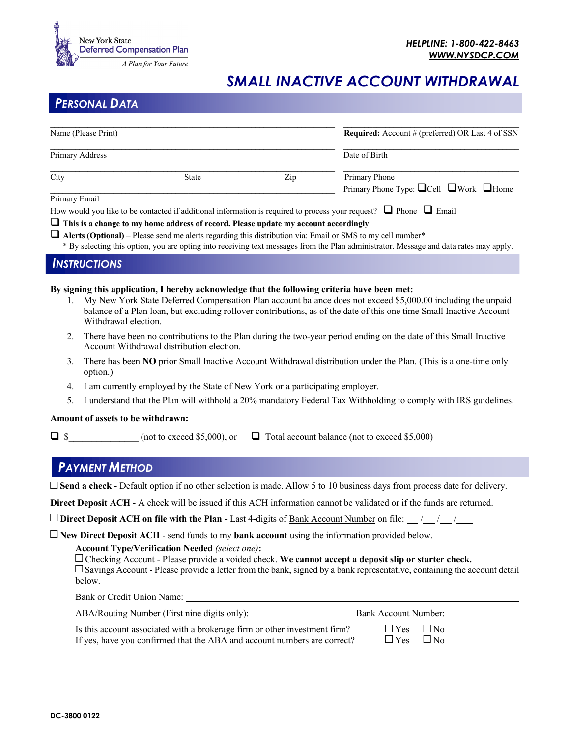New York State
Deferred Compensation Plan
*A Plan for Your Future*

***HELPLINE: 1-800-422-8463***
***WWW.NYSDCP.COM***

# *SMALL INACTIVE ACCOUNT WITHDRAWAL*

## *PERSONAL DATA*

Name (Please Print) ______________________ **Required:** Account # (preferred) OR Last 4 of SSN ______________________

Primary Address ______________________ Date of Birth ______________________

City ______ State ______ Zip ______ Primary Phone ______________________

Primary Phone Type: ☐ Cell ☐ Work ☐ Home

Primary Email ______________________

How would you like to be contacted if additional information is required to process your request? ☐ Phone ☐ Email

☐ **This is a change to my home address of record. Please update my account accordingly**

☐ **Alerts (Optional)** – Please send me alerts regarding this distribution via: Email or SMS to my cell number*
\* By selecting this option, you are opting into receiving text messages from the Plan administrator. Message and data rates may apply.

## *INSTRUCTIONS*

**By signing this application, I hereby acknowledge that the following criteria have been met:**

1. My New York State Deferred Compensation Plan account balance does not exceed $5,000.00 including the unpaid balance of a Plan loan, but excluding rollover contributions, as of the date of this one time Small Inactive Account Withdrawal election.
2. There have been no contributions to the Plan during the two-year period ending on the date of this Small Inactive Account Withdrawal distribution election.
3. There has been **NO** prior Small Inactive Account Withdrawal distribution under the Plan. (This is a one-time only option.)
4. I am currently employed by the State of New York or a participating employer.
5. I understand that the Plan will withhold a 20% mandatory Federal Tax Withholding to comply with IRS guidelines.

**Amount of assets to be withdrawn:**

☐ $______________ (not to exceed $5,000), or ☐ Total account balance (not to exceed $5,000)

## *PAYMENT METHOD*

☐ **Send a check** - Default option if no other selection is made. Allow 5 to 10 business days from process date for delivery.

**Direct Deposit ACH** - A check will be issued if this ACH information cannot be validated or if the funds are returned.

☐ **Direct Deposit ACH on file with the Plan** - Last 4-digits of Bank Account Number on file: __ /__ /__ /__

☐ **New Direct Deposit ACH** - send funds to my **bank account** using the information provided below.

**Account Type/Verification Needed** *(select one)***:**

☐ Checking Account - Please provide a voided check. **We cannot accept a deposit slip or starter check.**

☐ Savings Account - Please provide a letter from the bank, signed by a bank representative, containing the account detail below.

Bank or Credit Union Name: ______________________

ABA/Routing Number (First nine digits only): ______________________ Bank Account Number: ______________________

Is this account associated with a brokerage firm or other investment firm? ☐ Yes ☐ No

If yes, have you confirmed that the ABA and account numbers are correct? ☐ Yes ☐ No

DC-3800 0122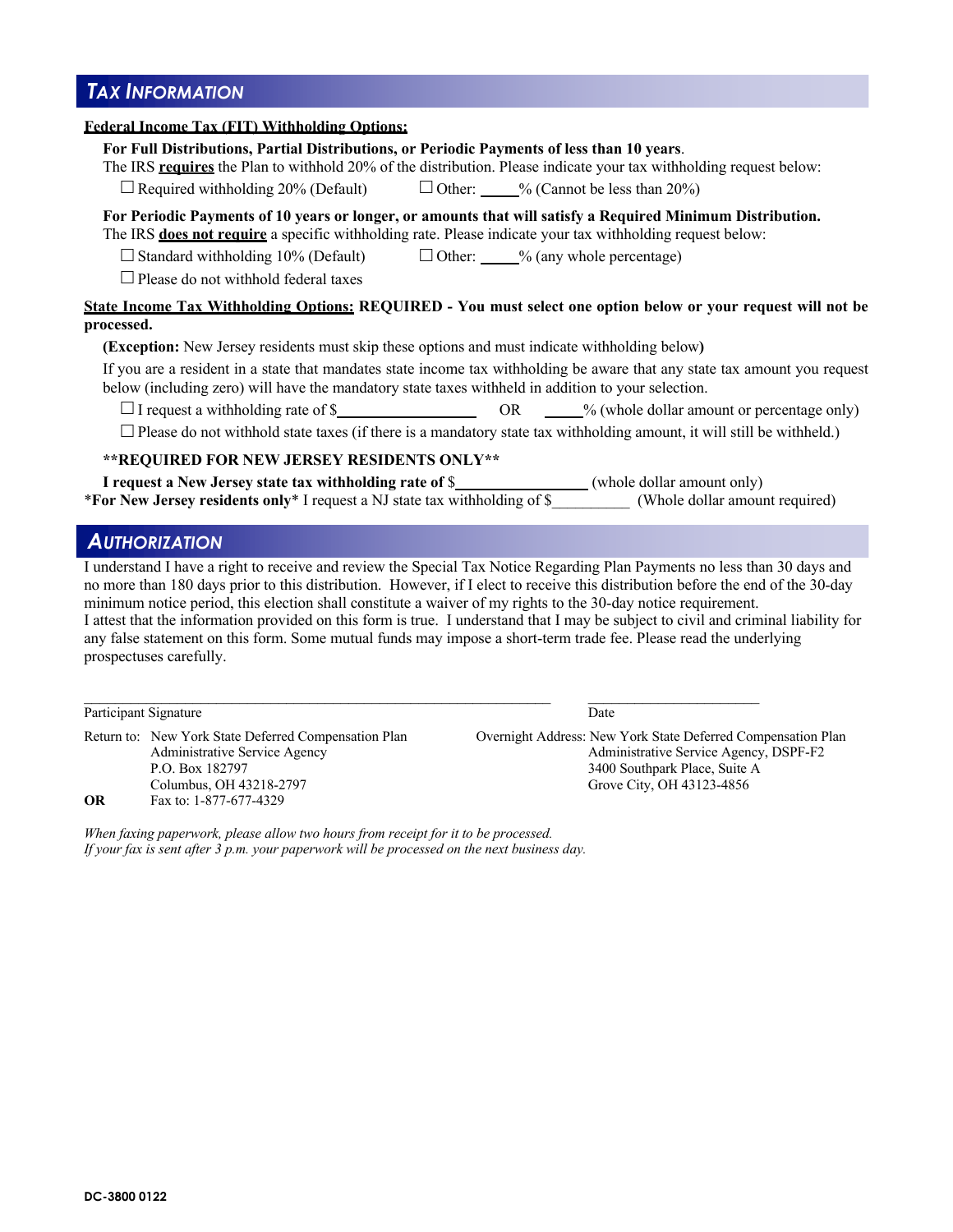## TAX INFORMATION

**Federal Income Tax (FIT) Withholding Options:**

**For Full Distributions, Partial Distributions, or Periodic Payments of less than 10 years**.
The IRS **requires** the Plan to withhold 20% of the distribution. Please indicate your tax withholding request below:

☐ Required withholding 20% (Default) ☐ Other: _____% (Cannot be less than 20%)

**For Periodic Payments of 10 years or longer, or amounts that will satisfy a Required Minimum Distribution.**
The IRS **does not require** a specific withholding rate. Please indicate your tax withholding request below:

☐ Standard withholding 10% (Default) ☐ Other: _____% (any whole percentage)

☐ Please do not withhold federal taxes

**State Income Tax Withholding Options: REQUIRED - You must select one option below or your request will not be processed.**

**(Exception:** New Jersey residents must skip these options and must indicate withholding below**)**

If you are a resident in a state that mandates state income tax withholding be aware that any state tax amount you request below (including zero) will have the mandatory state taxes withheld in addition to your selection.

☐ I request a withholding rate of $_________________ OR _____% (whole dollar amount or percentage only)

☐ Please do not withhold state taxes (if there is a mandatory state tax withholding amount, it will still be withheld.)

**\*\*REQUIRED FOR NEW JERSEY RESIDENTS ONLY\*\***

**I request a New Jersey state tax withholding rate of** $________________ (whole dollar amount only)

\***For New Jersey residents only**\* I request a NJ state tax withholding of $__________ (Whole dollar amount required)

## AUTHORIZATION

I understand I have a right to receive and review the Special Tax Notice Regarding Plan Payments no less than 30 days and no more than 180 days prior to this distribution. However, if I elect to receive this distribution before the end of the 30-day minimum notice period, this election shall constitute a waiver of my rights to the 30-day notice requirement.
I attest that the information provided on this form is true. I understand that I may be subject to civil and criminal liability for any false statement on this form. Some mutual funds may impose a short-term trade fee. Please read the underlying prospectuses carefully.

_______________________________________________ ______________________
Participant Signature Date

Return to: New York State Deferred Compensation Plan
Administrative Service Agency
P.O. Box 182797
Columbus, OH 43218-2797

**OR** Fax to: 1-877-677-4329

Overnight Address: New York State Deferred Compensation Plan
Administrative Service Agency, DSPF-F2
3400 Southpark Place, Suite A
Grove City, OH 43123-4856

*When faxing paperwork, please allow two hours from receipt for it to be processed.*
*If your fax is sent after 3 p.m. your paperwork will be processed on the next business day.*

DC-3800 0122